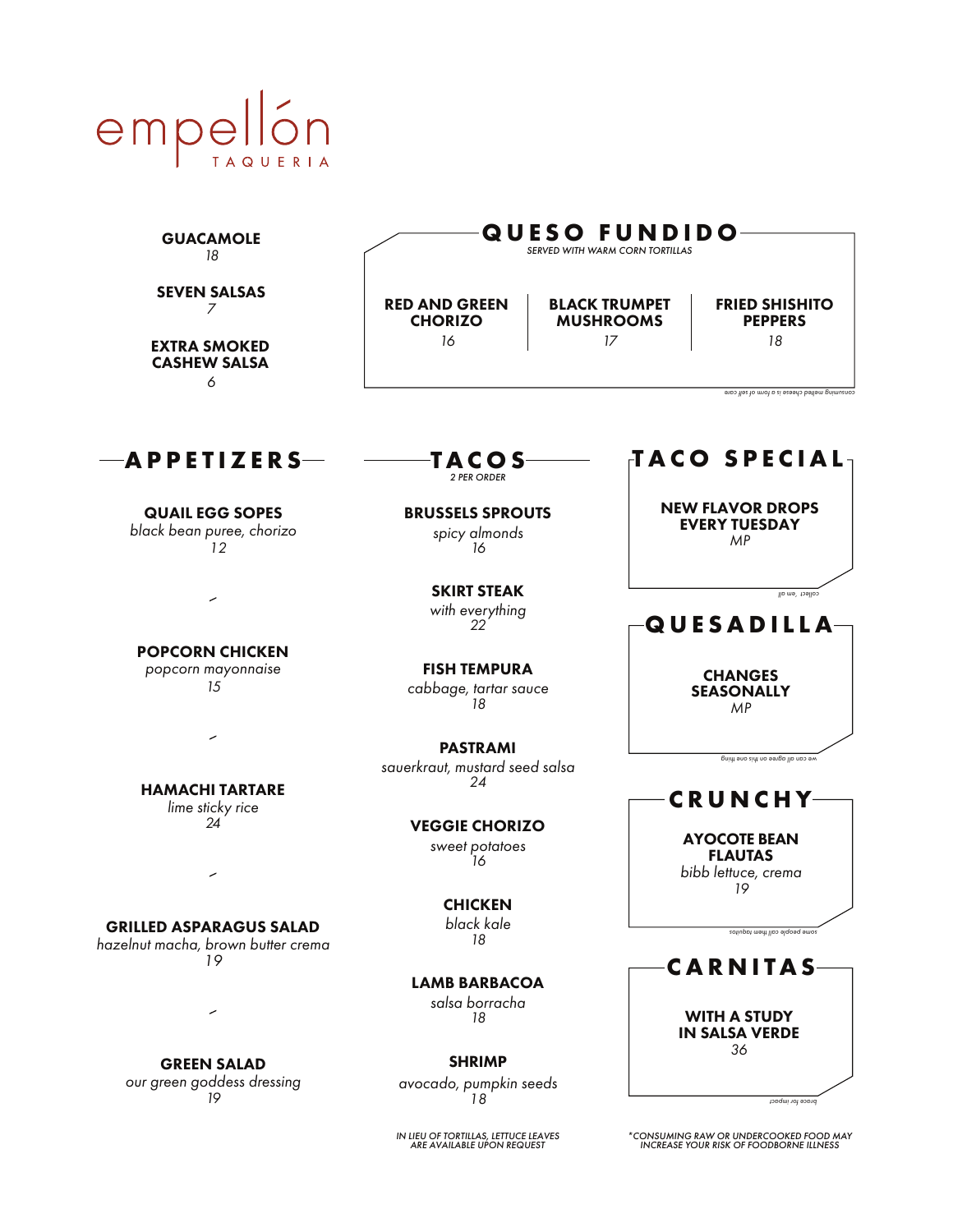# empellón

TAQUERIA

**GUACAMOLE**
*18*

**SEVEN SALSAS**
*7*

**EXTRA SMOKED CASHEW SALSA**
*6*

## QUESO FUNDIDO

*SERVED WITH WARM CORN TORTILLAS*

**RED AND GREEN CHORIZO**
*16*

**BLACK TRUMPET MUSHROOMS**
*17*

**FRIED SHISHITO PEPPERS**
*18*

*consuming melted cheese is a form of self care*

## APPETIZERS

**QUAIL EGG SOPES**
*black bean puree, chorizo*
*12*

**POPCORN CHICKEN**
*popcorn mayonnaise*
*15*

**HAMACHI TARTARE**
*lime sticky rice*
*24*

**GRILLED ASPARAGUS SALAD**
*hazelnut macha, brown butter crema*
*19*

**GREEN SALAD**
*our green goddess dressing*
*19*

## TACOS

*2 PER ORDER*

**BRUSSELS SPROUTS**
*spicy almonds*
*16*

**SKIRT STEAK**
*with everything*
*22*

**FISH TEMPURA**
*cabbage, tartar sauce*
*18*

**PASTRAMI**
*sauerkraut, mustard seed salsa*
*24*

**VEGGIE CHORIZO**
*sweet potatoes*
*16*

**CHICKEN**
*black kale*
*18*

**LAMB BARBACOA**
*salsa borracha*
*18*

**SHRIMP**
*avocado, pumpkin seeds*
*18*

*IN LIEU OF TORTILLAS, LETTUCE LEAVES ARE AVAILABLE UPON REQUEST*

## TACO SPECIAL

**NEW FLAVOR DROPS EVERY TUESDAY**
*MP*

*collect 'em all*

## QUESADILLA

**CHANGES SEASONALLY**
*MP*

*we can all agree on this one thing*

## CRUNCHY

**AYOCOTE BEAN FLAUTAS**
*bibb lettuce, crema*
*19*

*some people call them taquitos*

## CARNITAS

**WITH A STUDY IN SALSA VERDE**
*36*

*brace for impact*

*\*CONSUMING RAW OR UNDERCOOKED FOOD MAY INCREASE YOUR RISK OF FOODBORNE ILLNESS*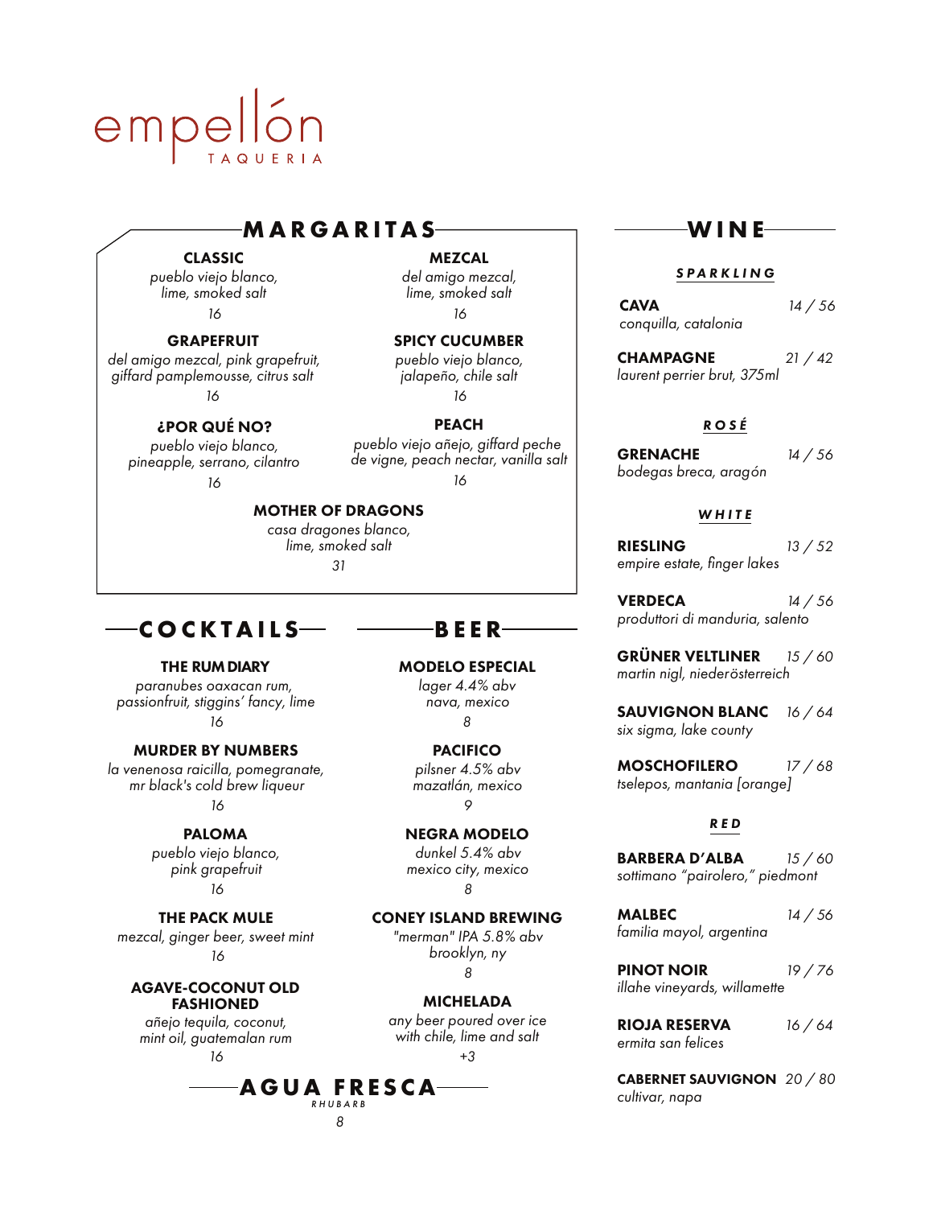# empellón

TAQUERIA

## MARGARITAS

**CLASSIC**
*pueblo viejo blanco, lime, smoked salt*
*16*

**MEZCAL**
*del amigo mezcal, lime, smoked salt*
*16*

**GRAPEFRUIT**
*del amigo mezcal, pink grapefruit, giffard pamplemousse, citrus salt*
*16*

**SPICY CUCUMBER**
*pueblo viejo blanco, jalapeño, chile salt*
*16*

**¿POR QUÉ NO?**
*pueblo viejo blanco, pineapple, serrano, cilantro*
*16*

**PEACH**
*pueblo viejo añejo, giffard peche de vigne, peach nectar, vanilla salt*
*16*

**MOTHER OF DRAGONS**
*casa dragones blanco, lime, smoked salt*
*31*

## COCKTAILS

**THE RUM DIARY**
*paranubes oaxacan rum, passionfruit, stiggins' fancy, lime*
*16*

**MURDER BY NUMBERS**
*la venenosa raicilla, pomegranate, mr black's cold brew liqueur*
*16*

**PALOMA**
*pueblo viejo blanco, pink grapefruit*
*16*

**THE PACK MULE**
*mezcal, ginger beer, sweet mint*
*16*

**AGAVE-COCONUT OLD FASHIONED**
*añejo tequila, coconut, mint oil, guatemalan rum*
*16*

## BEER

**MODELO ESPECIAL**
*lager 4.4% abv*
*nava, mexico*
*8*

**PACIFICO**
*pilsner 4.5% abv*
*mazatlán, mexico*
*9*

**NEGRA MODELO**
*dunkel 5.4% abv*
*mexico city, mexico*
*8*

**CONEY ISLAND BREWING**
*"merman" IPA 5.8% abv*
*brooklyn, ny*
*8*

**MICHELADA**
*any beer poured over ice with chile, lime and salt*
*+3*

## AGUA FRESCA

*RHUBARB*
*8*

## WINE

### *SPARKLING*

**CAVA** *14 / 56*
*conquilla, catalonia*

**CHAMPAGNE** *21 / 42*
*laurent perrier brut, 375ml*

### *ROSÉ*

**GRENACHE** *14 / 56*
*bodegas breca, aragón*

### *WHITE*

**RIESLING** *13 / 52*
*empire estate, finger lakes*

**VERDECA** *14 / 56*
*produttori di manduria, salento*

**GRÜNER VELTLINER** *15 / 60*
*martin nigl, niederösterreich*

**SAUVIGNON BLANC** *16 / 64*
*six sigma, lake county*

**MOSCHOFILERO** *17 / 68*
*tselepos, mantania [orange]*

### *RED*

**BARBERA D'ALBA** *15 / 60*
*sottimano "pairolero," piedmont*

**MALBEC** *14 / 56*
*familia mayol, argentina*

**PINOT NOIR** *19 / 76*
*illahe vineyards, willamette*

**RIOJA RESERVA** *16 / 64*
*ermita san felices*

**CABERNET SAUVIGNON** *20 / 80*
*cultivar, napa*